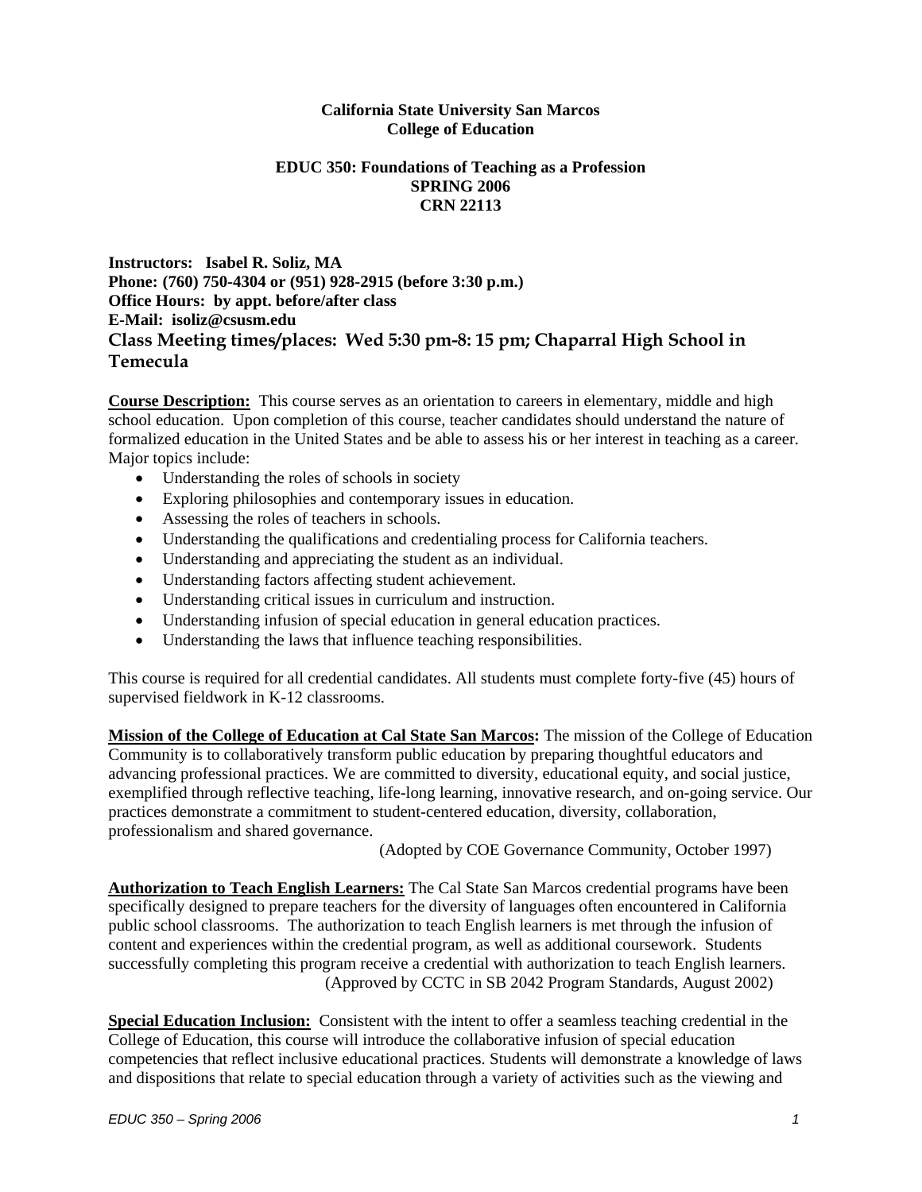**California State University San Marcos**
**College of Education**

**EDUC 350: Foundations of Teaching as a Profession**
**SPRING 2006**
**CRN 22113**

**Instructors: Isabel R. Soliz, MA**
**Phone: (760) 750-4304 or (951) 928-2915 (before 3:30 p.m.)**
**Office Hours: by appt. before/after class**
**E-Mail: isoliz@csusm.edu**
**Class Meeting times/places: Wed 5:30 pm-8: 15 pm; Chaparral High School in Temecula**

**Course Description:** This course serves as an orientation to careers in elementary, middle and high school education. Upon completion of this course, teacher candidates should understand the nature of formalized education in the United States and be able to assess his or her interest in teaching as a career. Major topics include:

- Understanding the roles of schools in society
- Exploring philosophies and contemporary issues in education.
- Assessing the roles of teachers in schools.
- Understanding the qualifications and credentialing process for California teachers.
- Understanding and appreciating the student as an individual.
- Understanding factors affecting student achievement.
- Understanding critical issues in curriculum and instruction.
- Understanding infusion of special education in general education practices.
- Understanding the laws that influence teaching responsibilities.

This course is required for all credential candidates. All students must complete forty-five (45) hours of supervised fieldwork in K-12 classrooms.

**Mission of the College of Education at Cal State San Marcos:** The mission of the College of Education Community is to collaboratively transform public education by preparing thoughtful educators and advancing professional practices. We are committed to diversity, educational equity, and social justice, exemplified through reflective teaching, life-long learning, innovative research, and on-going service. Our practices demonstrate a commitment to student-centered education, diversity, collaboration, professionalism and shared governance.

(Adopted by COE Governance Community, October 1997)

**Authorization to Teach English Learners:** The Cal State San Marcos credential programs have been specifically designed to prepare teachers for the diversity of languages often encountered in California public school classrooms. The authorization to teach English learners is met through the infusion of content and experiences within the credential program, as well as additional coursework. Students successfully completing this program receive a credential with authorization to teach English learners.

(Approved by CCTC in SB 2042 Program Standards, August 2002)

**Special Education Inclusion:** Consistent with the intent to offer a seamless teaching credential in the College of Education, this course will introduce the collaborative infusion of special education competencies that reflect inclusive educational practices. Students will demonstrate a knowledge of laws and dispositions that relate to special education through a variety of activities such as the viewing and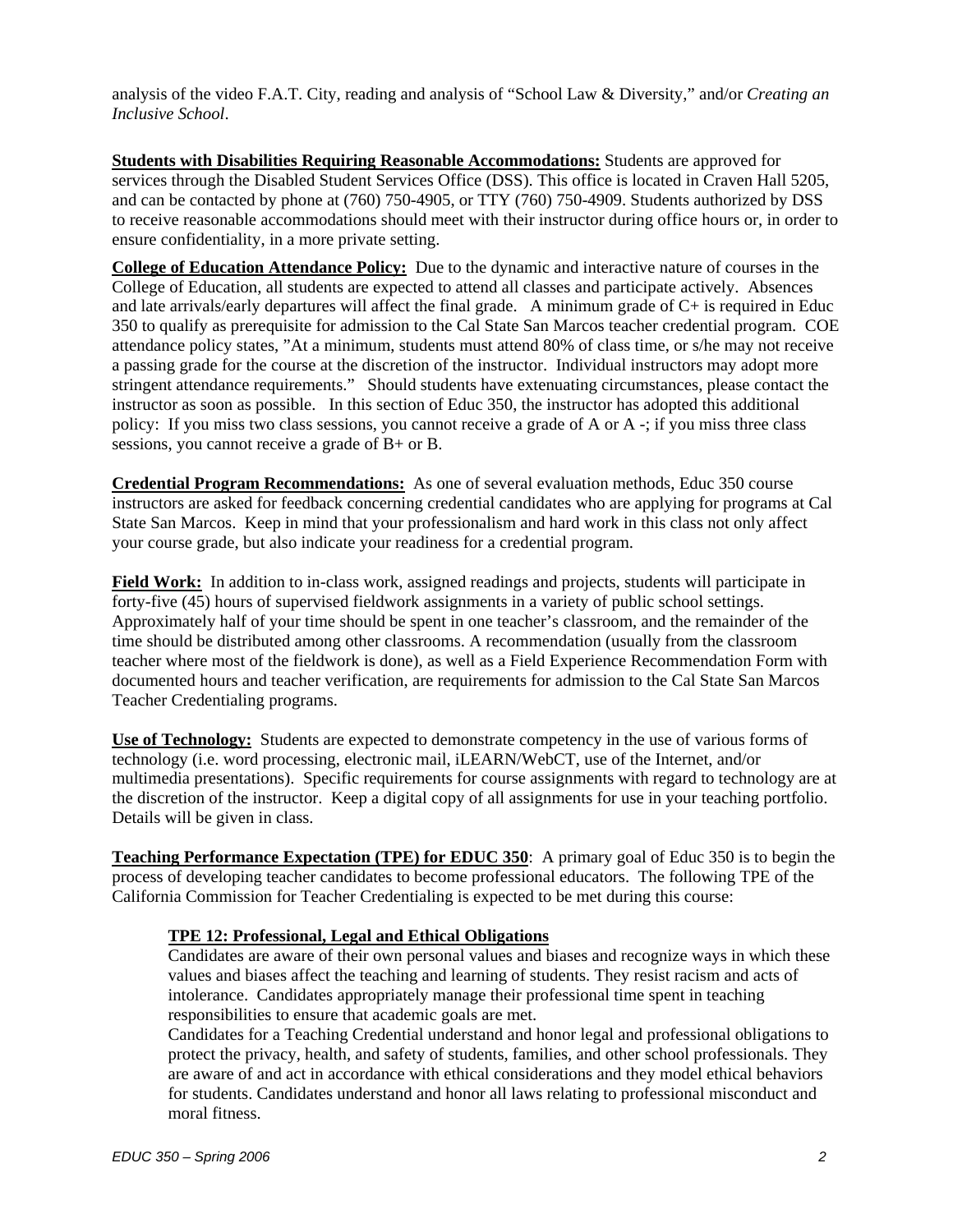analysis of the video F.A.T. City, reading and analysis of "School Law & Diversity," and/or *Creating an Inclusive School*.

**Students with Disabilities Requiring Reasonable Accommodations:** Students are approved for services through the Disabled Student Services Office (DSS). This office is located in Craven Hall 5205, and can be contacted by phone at (760) 750-4905, or TTY (760) 750-4909. Students authorized by DSS to receive reasonable accommodations should meet with their instructor during office hours or, in order to ensure confidentiality, in a more private setting.

**College of Education Attendance Policy:** Due to the dynamic and interactive nature of courses in the College of Education, all students are expected to attend all classes and participate actively. Absences and late arrivals/early departures will affect the final grade. A minimum grade of C+ is required in Educ 350 to qualify as prerequisite for admission to the Cal State San Marcos teacher credential program. COE attendance policy states, "At a minimum, students must attend 80% of class time, or s/he may not receive a passing grade for the course at the discretion of the instructor. Individual instructors may adopt more stringent attendance requirements." Should students have extenuating circumstances, please contact the instructor as soon as possible. In this section of Educ 350, the instructor has adopted this additional policy: If you miss two class sessions, you cannot receive a grade of A or A -; if you miss three class sessions, you cannot receive a grade of B+ or B.

**Credential Program Recommendations:** As one of several evaluation methods, Educ 350 course instructors are asked for feedback concerning credential candidates who are applying for programs at Cal State San Marcos. Keep in mind that your professionalism and hard work in this class not only affect your course grade, but also indicate your readiness for a credential program.

**Field Work:** In addition to in-class work, assigned readings and projects, students will participate in forty-five (45) hours of supervised fieldwork assignments in a variety of public school settings. Approximately half of your time should be spent in one teacher's classroom, and the remainder of the time should be distributed among other classrooms. A recommendation (usually from the classroom teacher where most of the fieldwork is done), as well as a Field Experience Recommendation Form with documented hours and teacher verification, are requirements for admission to the Cal State San Marcos Teacher Credentialing programs.

**Use of Technology:** Students are expected to demonstrate competency in the use of various forms of technology (i.e. word processing, electronic mail, iLEARN/WebCT, use of the Internet, and/or multimedia presentations). Specific requirements for course assignments with regard to technology are at the discretion of the instructor. Keep a digital copy of all assignments for use in your teaching portfolio. Details will be given in class.

**Teaching Performance Expectation (TPE) for EDUC 350**: A primary goal of Educ 350 is to begin the process of developing teacher candidates to become professional educators. The following TPE of the California Commission for Teacher Credentialing is expected to be met during this course:

**TPE 12: Professional, Legal and Ethical Obligations**

Candidates are aware of their own personal values and biases and recognize ways in which these values and biases affect the teaching and learning of students. They resist racism and acts of intolerance. Candidates appropriately manage their professional time spent in teaching responsibilities to ensure that academic goals are met.

Candidates for a Teaching Credential understand and honor legal and professional obligations to protect the privacy, health, and safety of students, families, and other school professionals. They are aware of and act in accordance with ethical considerations and they model ethical behaviors for students. Candidates understand and honor all laws relating to professional misconduct and moral fitness.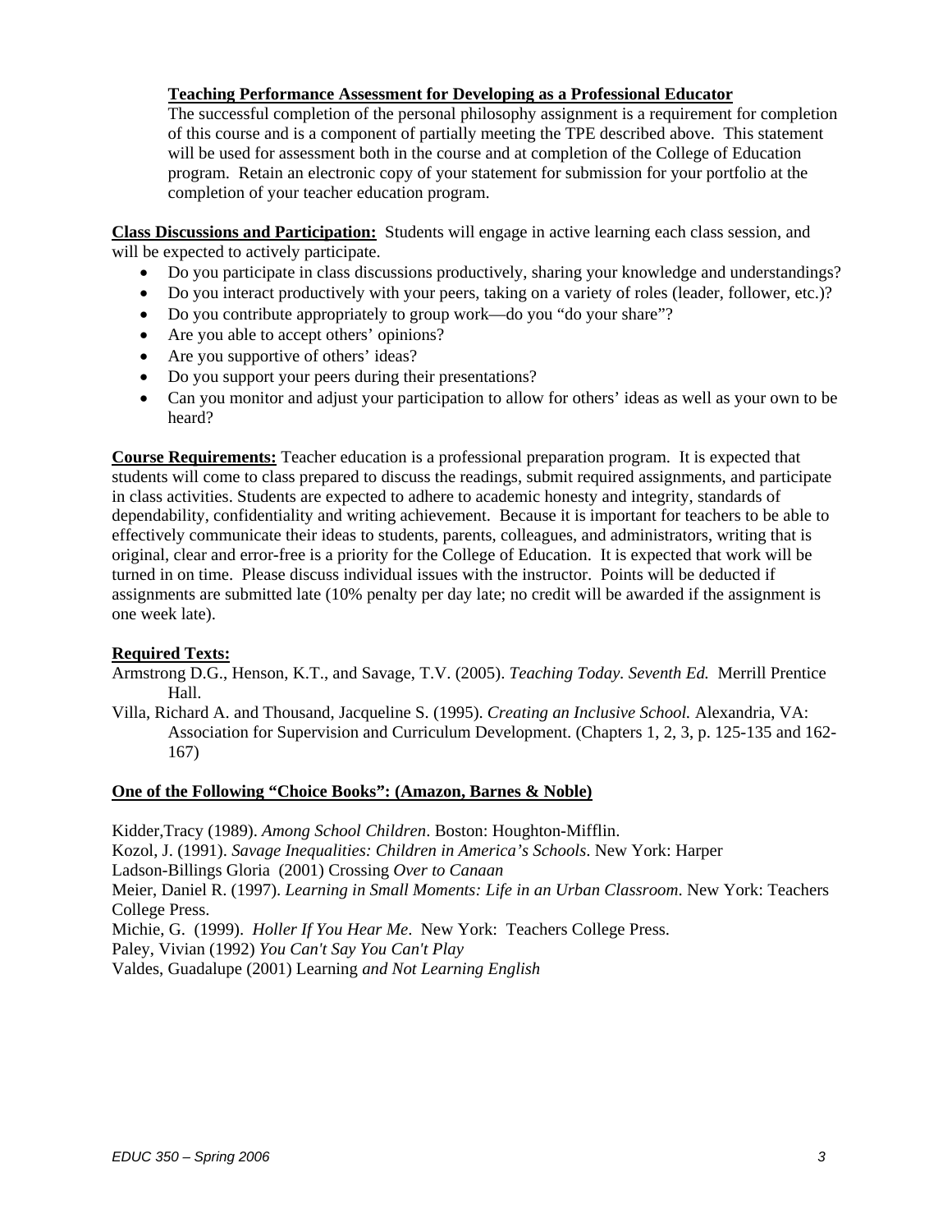**Teaching Performance Assessment for Developing as a Professional Educator**

The successful completion of the personal philosophy assignment is a requirement for completion of this course and is a component of partially meeting the TPE described above. This statement will be used for assessment both in the course and at completion of the College of Education program. Retain an electronic copy of your statement for submission for your portfolio at the completion of your teacher education program.

**Class Discussions and Participation:** Students will engage in active learning each class session, and will be expected to actively participate.

- Do you participate in class discussions productively, sharing your knowledge and understandings?
- Do you interact productively with your peers, taking on a variety of roles (leader, follower, etc.)?
- Do you contribute appropriately to group work—do you "do your share"?
- Are you able to accept others' opinions?
- Are you supportive of others' ideas?
- Do you support your peers during their presentations?
- Can you monitor and adjust your participation to allow for others' ideas as well as your own to be heard?

**Course Requirements:** Teacher education is a professional preparation program. It is expected that students will come to class prepared to discuss the readings, submit required assignments, and participate in class activities. Students are expected to adhere to academic honesty and integrity, standards of dependability, confidentiality and writing achievement. Because it is important for teachers to be able to effectively communicate their ideas to students, parents, colleagues, and administrators, writing that is original, clear and error-free is a priority for the College of Education. It is expected that work will be turned in on time. Please discuss individual issues with the instructor. Points will be deducted if assignments are submitted late (10% penalty per day late; no credit will be awarded if the assignment is one week late).

**Required Texts:**

Armstrong D.G., Henson, K.T., and Savage, T.V. (2005). *Teaching Today. Seventh Ed.* Merrill Prentice Hall.

Villa, Richard A. and Thousand, Jacqueline S. (1995). *Creating an Inclusive School.* Alexandria, VA: Association for Supervision and Curriculum Development. (Chapters 1, 2, 3, p. 125-135 and 162-167)

**One of the Following "Choice Books": (Amazon, Barnes & Noble)**

Kidder,Tracy (1989). *Among School Children*. Boston: Houghton-Mifflin.

Kozol, J. (1991). *Savage Inequalities: Children in America's Schools*. New York: Harper

Ladson-Billings Gloria (2001) Crossing *Over to Canaan*

Meier, Daniel R. (1997). *Learning in Small Moments: Life in an Urban Classroom*. New York: Teachers College Press.

Michie, G. (1999). *Holler If You Hear Me*. New York: Teachers College Press.

Paley, Vivian (1992) *You Can't Say You Can't Play*

Valdes, Guadalupe (2001) Learning *and Not Learning English*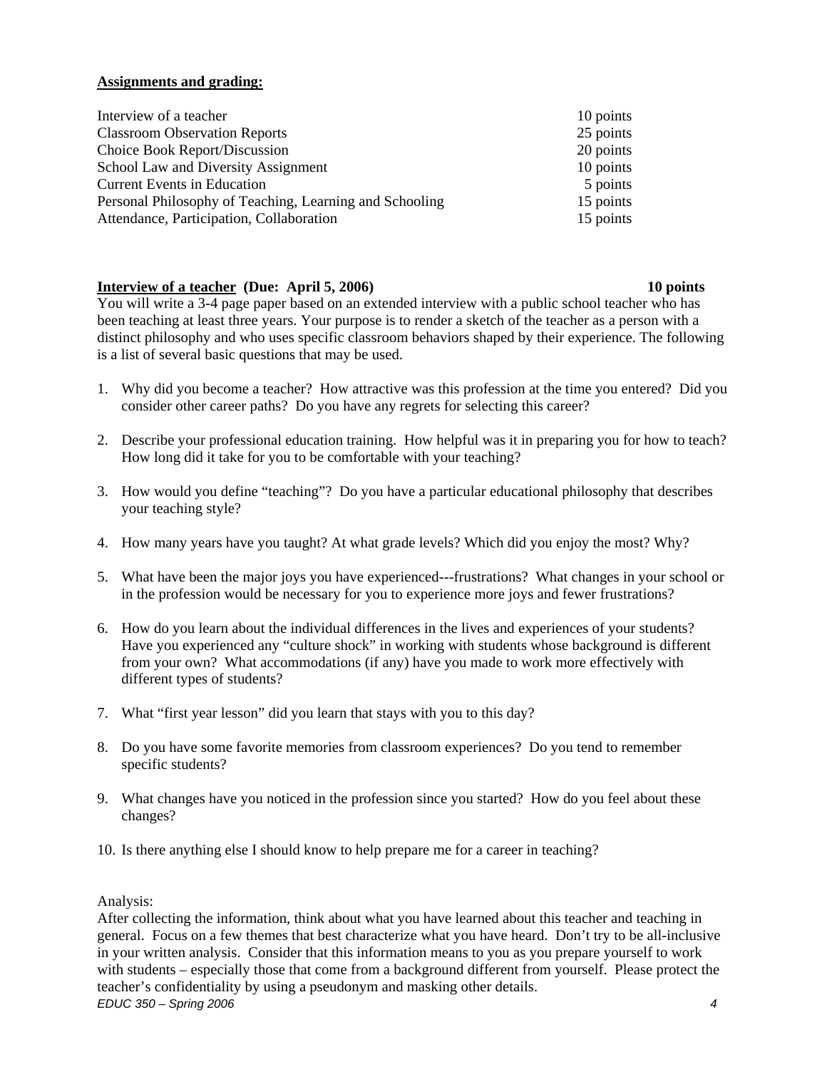**Assignments and grading:**

| | |
|---|---|
| Interview of a teacher | 10 points |
| Classroom Observation Reports | 25 points |
| Choice Book Report/Discussion | 20 points |
| School Law and Diversity Assignment | 10 points |
| Current Events in Education | 5 points |
| Personal Philosophy of Teaching, Learning and Schooling | 15 points |
| Attendance, Participation, Collaboration | 15 points |

**Interview of a teacher (Due: April 5, 2006) 10 points**

You will write a 3-4 page paper based on an extended interview with a public school teacher who has been teaching at least three years. Your purpose is to render a sketch of the teacher as a person with a distinct philosophy and who uses specific classroom behaviors shaped by their experience. The following is a list of several basic questions that may be used.

1. Why did you become a teacher? How attractive was this profession at the time you entered? Did you consider other career paths? Do you have any regrets for selecting this career?

2. Describe your professional education training. How helpful was it in preparing you for how to teach? How long did it take for you to be comfortable with your teaching?

3. How would you define "teaching"? Do you have a particular educational philosophy that describes your teaching style?

4. How many years have you taught? At what grade levels? Which did you enjoy the most? Why?

5. What have been the major joys you have experienced---frustrations? What changes in your school or in the profession would be necessary for you to experience more joys and fewer frustrations?

6. How do you learn about the individual differences in the lives and experiences of your students? Have you experienced any "culture shock" in working with students whose background is different from your own? What accommodations (if any) have you made to work more effectively with different types of students?

7. What "first year lesson" did you learn that stays with you to this day?

8. Do you have some favorite memories from classroom experiences? Do you tend to remember specific students?

9. What changes have you noticed in the profession since you started? How do you feel about these changes?

10. Is there anything else I should know to help prepare me for a career in teaching?

Analysis:

After collecting the information, think about what you have learned about this teacher and teaching in general. Focus on a few themes that best characterize what you have heard. Don't try to be all-inclusive in your written analysis. Consider that this information means to you as you prepare yourself to work with students – especially those that come from a background different from yourself. Please protect the teacher's confidentiality by using a pseudonym and masking other details.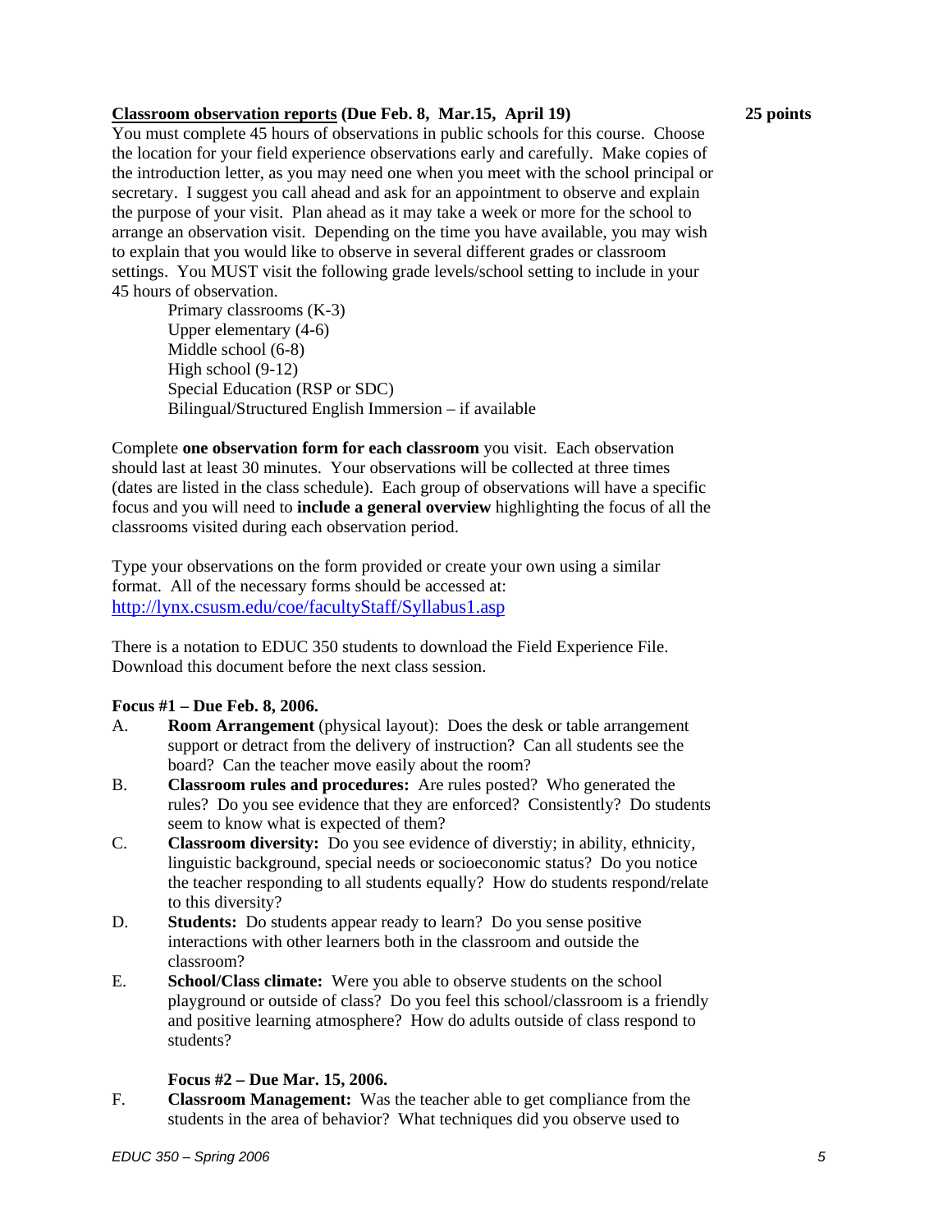**Classroom observation reports** **(Due Feb. 8, Mar.15, April 19)** **25 points**

You must complete 45 hours of observations in public schools for this course. Choose the location for your field experience observations early and carefully. Make copies of the introduction letter, as you may need one when you meet with the school principal or secretary. I suggest you call ahead and ask for an appointment to observe and explain the purpose of your visit. Plan ahead as it may take a week or more for the school to arrange an observation visit. Depending on the time you have available, you may wish to explain that you would like to observe in several different grades or classroom settings. You MUST visit the following grade levels/school setting to include in your 45 hours of observation.

- Primary classrooms (K-3)
- Upper elementary (4-6)
- Middle school (6-8)
- High school (9-12)
- Special Education (RSP or SDC)
- Bilingual/Structured English Immersion – if available

Complete **one observation form for each classroom** you visit. Each observation should last at least 30 minutes. Your observations will be collected at three times (dates are listed in the class schedule). Each group of observations will have a specific focus and you will need to **include a general overview** highlighting the focus of all the classrooms visited during each observation period.

Type your observations on the form provided or create your own using a similar format. All of the necessary forms should be accessed at: http://lynx.csusm.edu/coe/facultyStaff/Syllabus1.asp

There is a notation to EDUC 350 students to download the Field Experience File. Download this document before the next class session.

**Focus #1 – Due Feb. 8, 2006.**

A. **Room Arrangement** (physical layout): Does the desk or table arrangement support or detract from the delivery of instruction? Can all students see the board? Can the teacher move easily about the room?

B. **Classroom rules and procedures:** Are rules posted? Who generated the rules? Do you see evidence that they are enforced? Consistently? Do students seem to know what is expected of them?

C. **Classroom diversity:** Do you see evidence of diverstiy; in ability, ethnicity, linguistic background, special needs or socioeconomic status? Do you notice the teacher responding to all students equally? How do students respond/relate to this diversity?

D. **Students:** Do students appear ready to learn? Do you sense positive interactions with other learners both in the classroom and outside the classroom?

E. **School/Class climate:** Were you able to observe students on the school playground or outside of class? Do you feel this school/classroom is a friendly and positive learning atmosphere? How do adults outside of class respond to students?

**Focus #2 – Due Mar. 15, 2006.**

F. **Classroom Management:** Was the teacher able to get compliance from the students in the area of behavior? What techniques did you observe used to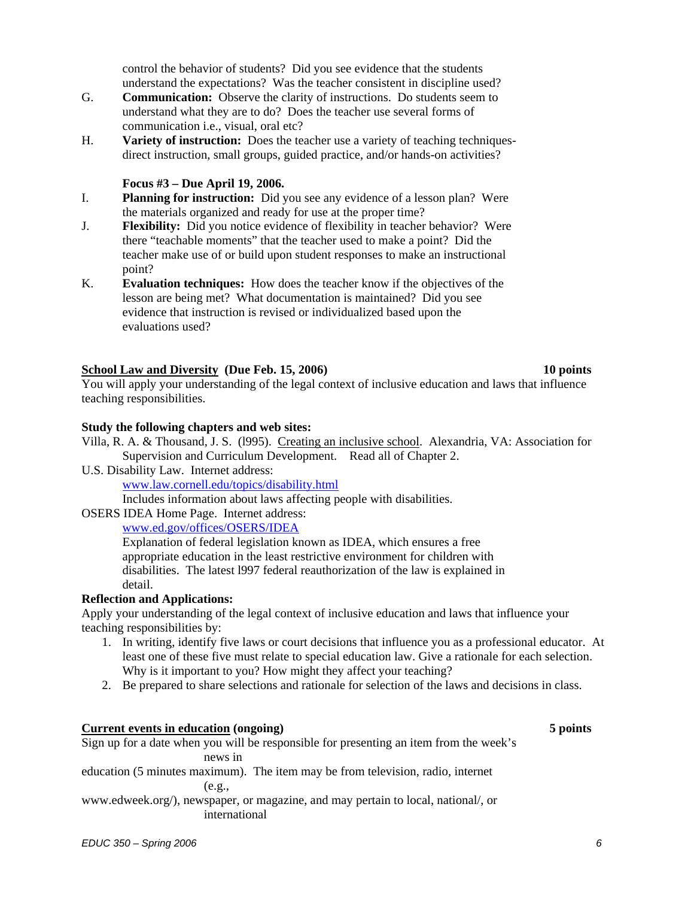control the behavior of students? Did you see evidence that the students understand the expectations? Was the teacher consistent in discipline used?

G. **Communication:** Observe the clarity of instructions. Do students seem to understand what they are to do? Does the teacher use several forms of communication i.e., visual, oral etc?

H. **Variety of instruction:** Does the teacher use a variety of teaching techniques-direct instruction, small groups, guided practice, and/or hands-on activities?

**Focus #3 – Due April 19, 2006.**

I. **Planning for instruction:** Did you see any evidence of a lesson plan? Were the materials organized and ready for use at the proper time?

J. **Flexibility:** Did you notice evidence of flexibility in teacher behavior? Were there "teachable moments" that the teacher used to make a point? Did the teacher make use of or build upon student responses to make an instructional point?

K. **Evaluation techniques:** How does the teacher know if the objectives of the lesson are being met? What documentation is maintained? Did you see evidence that instruction is revised or individualized based upon the evaluations used?

**<u>School Law and Diversity</u> (Due Feb. 15, 2006)** **10 points**

You will apply your understanding of the legal context of inclusive education and laws that influence teaching responsibilities.

**Study the following chapters and web sites:**

Villa, R. A. & Thousand, J. S. (l995). <u>Creating an inclusive school</u>. Alexandria, VA: Association for Supervision and Curriculum Development. Read all of Chapter 2.

U.S. Disability Law. Internet address:
www.law.cornell.edu/topics/disability.html
Includes information about laws affecting people with disabilities.

OSERS IDEA Home Page. Internet address:
www.ed.gov/offices/OSERS/IDEA
Explanation of federal legislation known as IDEA, which ensures a free appropriate education in the least restrictive environment for children with disabilities. The latest l997 federal reauthorization of the law is explained in detail.

**Reflection and Applications:**

Apply your understanding of the legal context of inclusive education and laws that influence your teaching responsibilities by:

1. In writing, identify five laws or court decisions that influence you as a professional educator. At least one of these five must relate to special education law. Give a rationale for each selection. Why is it important to you? How might they affect your teaching?
2. Be prepared to share selections and rationale for selection of the laws and decisions in class.

**<u>Current events in education</u> (ongoing)** **5 points**

Sign up for a date when you will be responsible for presenting an item from the week's news in education (5 minutes maximum). The item may be from television, radio, internet (e.g., www.edweek.org/), newspaper, or magazine, and may pertain to local, national/, or international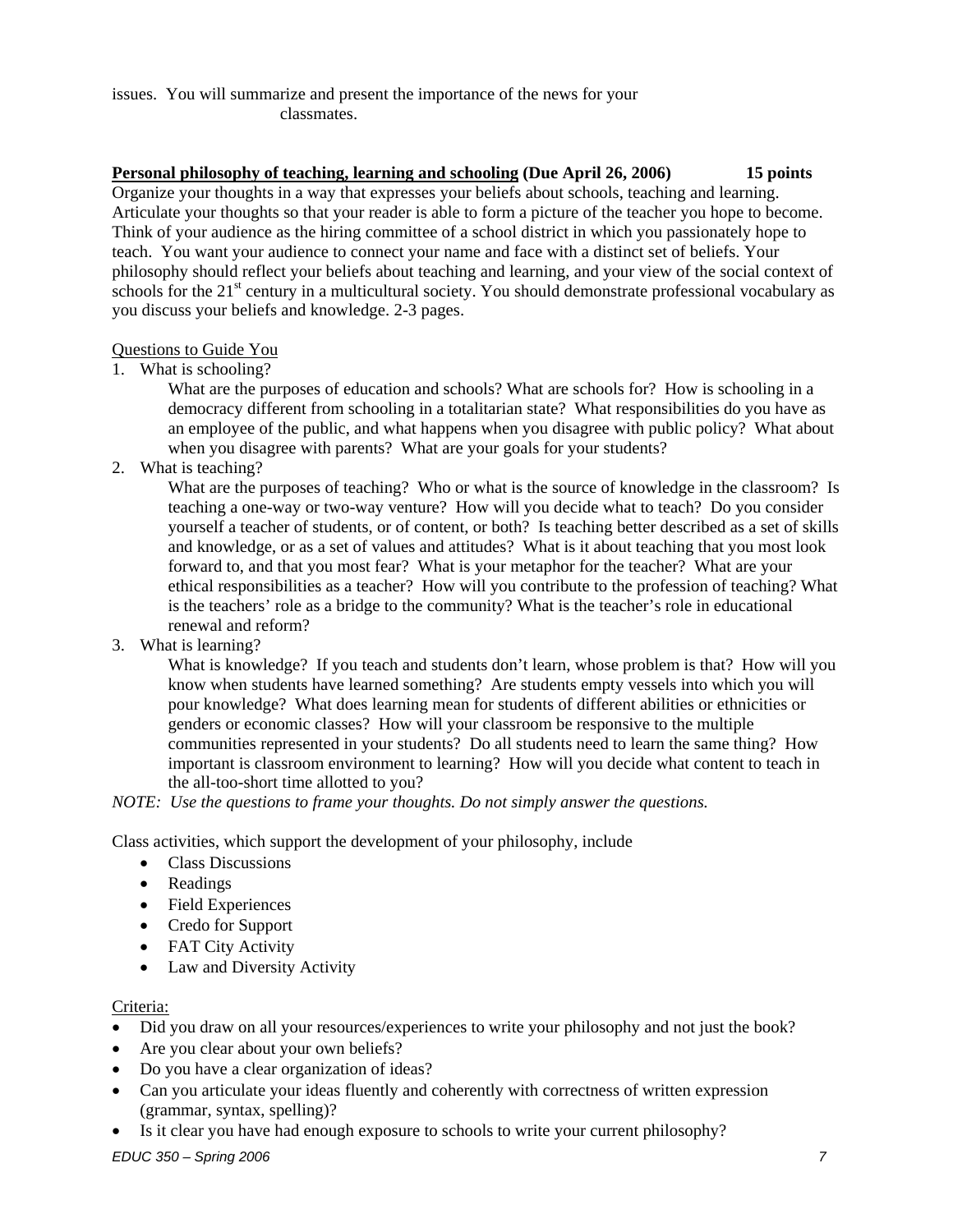issues. You will summarize and present the importance of the news for your classmates.

**<u>Personal philosophy of teaching, learning and schooling</u> (Due April 26, 2006) 15 points**

Organize your thoughts in a way that expresses your beliefs about schools, teaching and learning. Articulate your thoughts so that your reader is able to form a picture of the teacher you hope to become. Think of your audience as the hiring committee of a school district in which you passionately hope to teach. You want your audience to connect your name and face with a distinct set of beliefs. Your philosophy should reflect your beliefs about teaching and learning, and your view of the social context of schools for the 21st century in a multicultural society. You should demonstrate professional vocabulary as you discuss your beliefs and knowledge. 2-3 pages.

<u>Questions to Guide You</u>

1. What is schooling?

   What are the purposes of education and schools? What are schools for? How is schooling in a democracy different from schooling in a totalitarian state? What responsibilities do you have as an employee of the public, and what happens when you disagree with public policy? What about when you disagree with parents? What are your goals for your students?

2. What is teaching?

   What are the purposes of teaching? Who or what is the source of knowledge in the classroom? Is teaching a one-way or two-way venture? How will you decide what to teach? Do you consider yourself a teacher of students, or of content, or both? Is teaching better described as a set of skills and knowledge, or as a set of values and attitudes? What is it about teaching that you most look forward to, and that you most fear? What is your metaphor for the teacher? What are your ethical responsibilities as a teacher? How will you contribute to the profession of teaching? What is the teachers' role as a bridge to the community? What is the teacher's role in educational renewal and reform?

3. What is learning?

   What is knowledge? If you teach and students don't learn, whose problem is that? How will you know when students have learned something? Are students empty vessels into which you will pour knowledge? What does learning mean for students of different abilities or ethnicities or genders or economic classes? How will your classroom be responsive to the multiple communities represented in your students? Do all students need to learn the same thing? How important is classroom environment to learning? How will you decide what content to teach in the all-too-short time allotted to you?

*NOTE: Use the questions to frame your thoughts. Do not simply answer the questions.*

Class activities, which support the development of your philosophy, include

- Class Discussions
- Readings
- Field Experiences
- Credo for Support
- FAT City Activity
- Law and Diversity Activity

<u>Criteria:</u>

- Did you draw on all your resources/experiences to write your philosophy and not just the book?
- Are you clear about your own beliefs?
- Do you have a clear organization of ideas?
- Can you articulate your ideas fluently and coherently with correctness of written expression (grammar, syntax, spelling)?
- Is it clear you have had enough exposure to schools to write your current philosophy?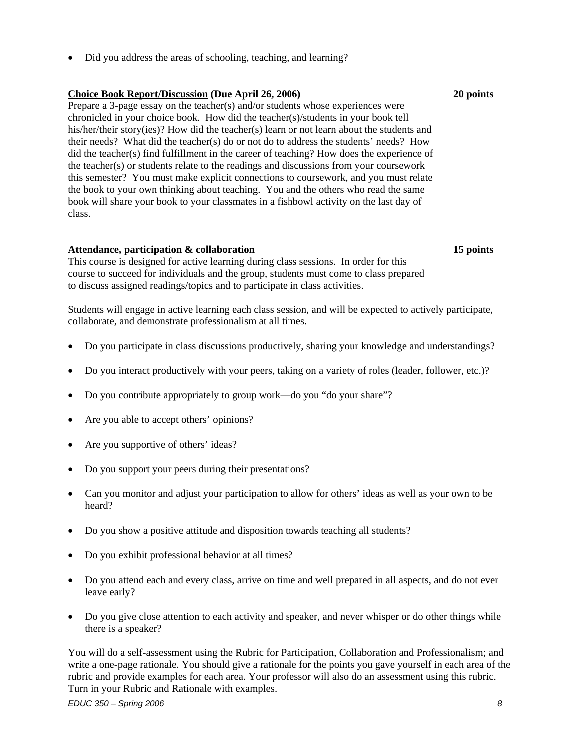- Did you address the areas of schooling, teaching, and learning?

**Choice Book Report/Discussion (Due April 26, 2006)** **20 points**

Prepare a 3-page essay on the teacher(s) and/or students whose experiences were chronicled in your choice book. How did the teacher(s)/students in your book tell his/her/their story(ies)? How did the teacher(s) learn or not learn about the students and their needs? What did the teacher(s) do or not do to address the students' needs? How did the teacher(s) find fulfillment in the career of teaching? How does the experience of the teacher(s) or students relate to the readings and discussions from your coursework this semester? You must make explicit connections to coursework, and you must relate the book to your own thinking about teaching. You and the others who read the same book will share your book to your classmates in a fishbowl activity on the last day of class.

**Attendance, participation & collaboration** **15 points**

This course is designed for active learning during class sessions. In order for this course to succeed for individuals and the group, students must come to class prepared to discuss assigned readings/topics and to participate in class activities.

Students will engage in active learning each class session, and will be expected to actively participate, collaborate, and demonstrate professionalism at all times.

- Do you participate in class discussions productively, sharing your knowledge and understandings?
- Do you interact productively with your peers, taking on a variety of roles (leader, follower, etc.)?
- Do you contribute appropriately to group work—do you "do your share"?
- Are you able to accept others' opinions?
- Are you supportive of others' ideas?
- Do you support your peers during their presentations?
- Can you monitor and adjust your participation to allow for others' ideas as well as your own to be heard?
- Do you show a positive attitude and disposition towards teaching all students?
- Do you exhibit professional behavior at all times?
- Do you attend each and every class, arrive on time and well prepared in all aspects, and do not ever leave early?
- Do you give close attention to each activity and speaker, and never whisper or do other things while there is a speaker?

You will do a self-assessment using the Rubric for Participation, Collaboration and Professionalism; and write a one-page rationale. You should give a rationale for the points you gave yourself in each area of the rubric and provide examples for each area. Your professor will also do an assessment using this rubric. Turn in your Rubric and Rationale with examples.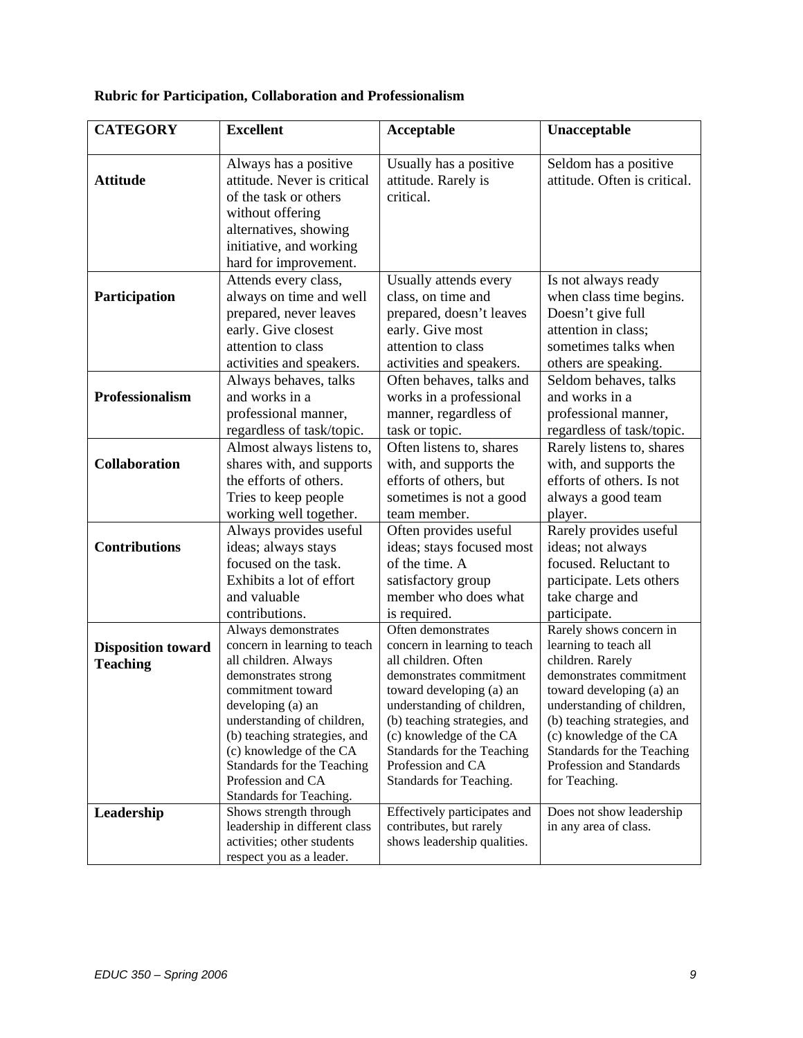**Rubric for Participation, Collaboration and Professionalism**

| CATEGORY | Excellent | Acceptable | Unacceptable |
| --- | --- | --- | --- |
| **Attitude** | Always has a positive attitude. Never is critical of the task or others without offering alternatives, showing initiative, and working hard for improvement. | Usually has a positive attitude. Rarely is critical. | Seldom has a positive attitude. Often is critical. |
| **Participation** | Attends every class, always on time and well prepared, never leaves early. Give closest attention to class activities and speakers. | Usually attends every class, on time and prepared, doesn't leaves early. Give most attention to class activities and speakers. | Is not always ready when class time begins. Doesn't give full attention in class; sometimes talks when others are speaking. |
| **Professionalism** | Always behaves, talks and works in a professional manner, regardless of task/topic. | Often behaves, talks and works in a professional manner, regardless of task or topic. | Seldom behaves, talks and works in a professional manner, regardless of task/topic. |
| **Collaboration** | Almost always listens to, shares with, and supports the efforts of others. Tries to keep people working well together. | Often listens to, shares with, and supports the efforts of others, but sometimes is not a good team member. | Rarely listens to, shares with, and supports the efforts of others. Is not always a good team player. |
| **Contributions** | Always provides useful ideas; always stays focused on the task. Exhibits a lot of effort and valuable contributions. | Often provides useful ideas; stays focused most of the time. A satisfactory group member who does what is required. | Rarely provides useful ideas; not always focused. Reluctant to participate. Lets others take charge and participate. |
| **Disposition toward Teaching** | Always demonstrates concern in learning to teach all children. Always demonstrates strong commitment toward developing (a) an understanding of children, (b) teaching strategies, and (c) knowledge of the CA Standards for the Teaching Profession and CA Standards for Teaching. | Often demonstrates concern in learning to teach all children. Often demonstrates commitment toward developing (a) an understanding of children, (b) teaching strategies, and (c) knowledge of the CA Standards for the Teaching Profession and CA Standards for Teaching. | Rarely shows concern in learning to teach all children. Rarely demonstrates commitment toward developing (a) an understanding of children, (b) teaching strategies, and (c) knowledge of the CA Standards for the Teaching Profession and Standards for Teaching. |
| **Leadership** | Shows strength through leadership in different class activities; other students respect you as a leader. | Effectively participates and contributes, but rarely shows leadership qualities. | Does not show leadership in any area of class. |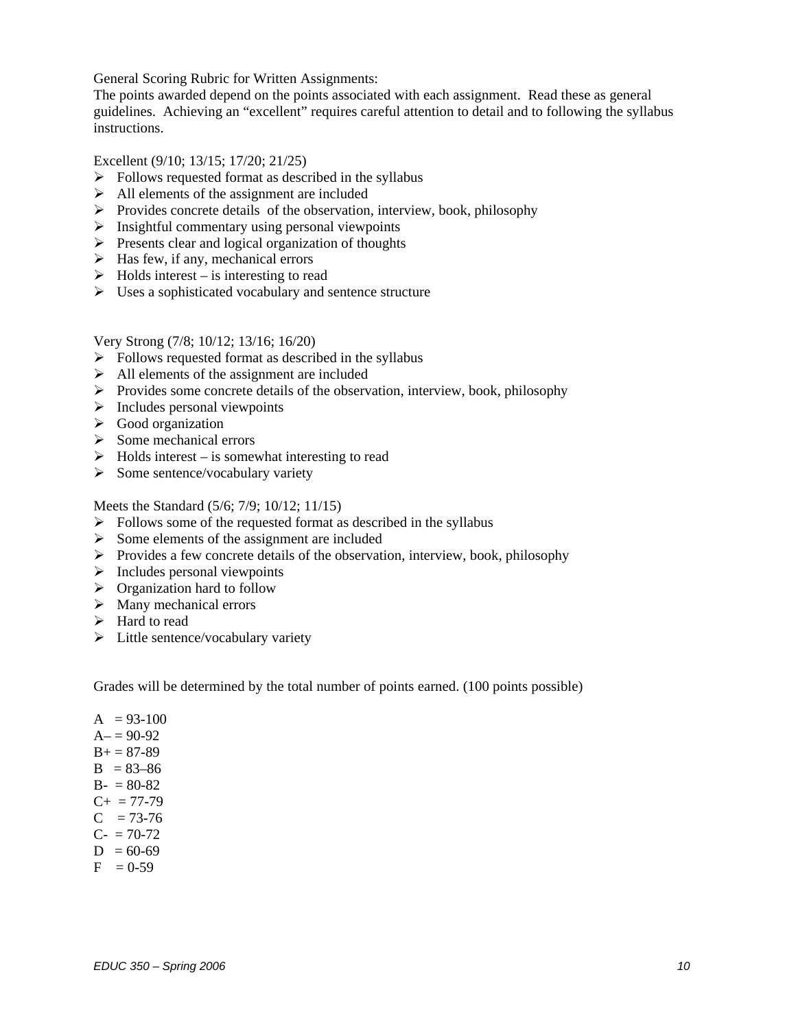General Scoring Rubric for Written Assignments:
The points awarded depend on the points associated with each assignment. Read these as general guidelines. Achieving an "excellent" requires careful attention to detail and to following the syllabus instructions.

Excellent (9/10; 13/15; 17/20; 21/25)

- Follows requested format as described in the syllabus
- All elements of the assignment are included
- Provides concrete details of the observation, interview, book, philosophy
- Insightful commentary using personal viewpoints
- Presents clear and logical organization of thoughts
- Has few, if any, mechanical errors
- Holds interest – is interesting to read
- Uses a sophisticated vocabulary and sentence structure

Very Strong (7/8; 10/12; 13/16; 16/20)

- Follows requested format as described in the syllabus
- All elements of the assignment are included
- Provides some concrete details of the observation, interview, book, philosophy
- Includes personal viewpoints
- Good organization
- Some mechanical errors
- Holds interest – is somewhat interesting to read
- Some sentence/vocabulary variety

Meets the Standard (5/6; 7/9; 10/12; 11/15)

- Follows some of the requested format as described in the syllabus
- Some elements of the assignment are included
- Provides a few concrete details of the observation, interview, book, philosophy
- Includes personal viewpoints
- Organization hard to follow
- Many mechanical errors
- Hard to read
- Little sentence/vocabulary variety

Grades will be determined by the total number of points earned. (100 points possible)

A = 93-100
A– = 90-92
B+ = 87-89
B = 83–86
B- = 80-82
C+ = 77-79
C = 73-76
C- = 70-72
D = 60-69
F = 0-59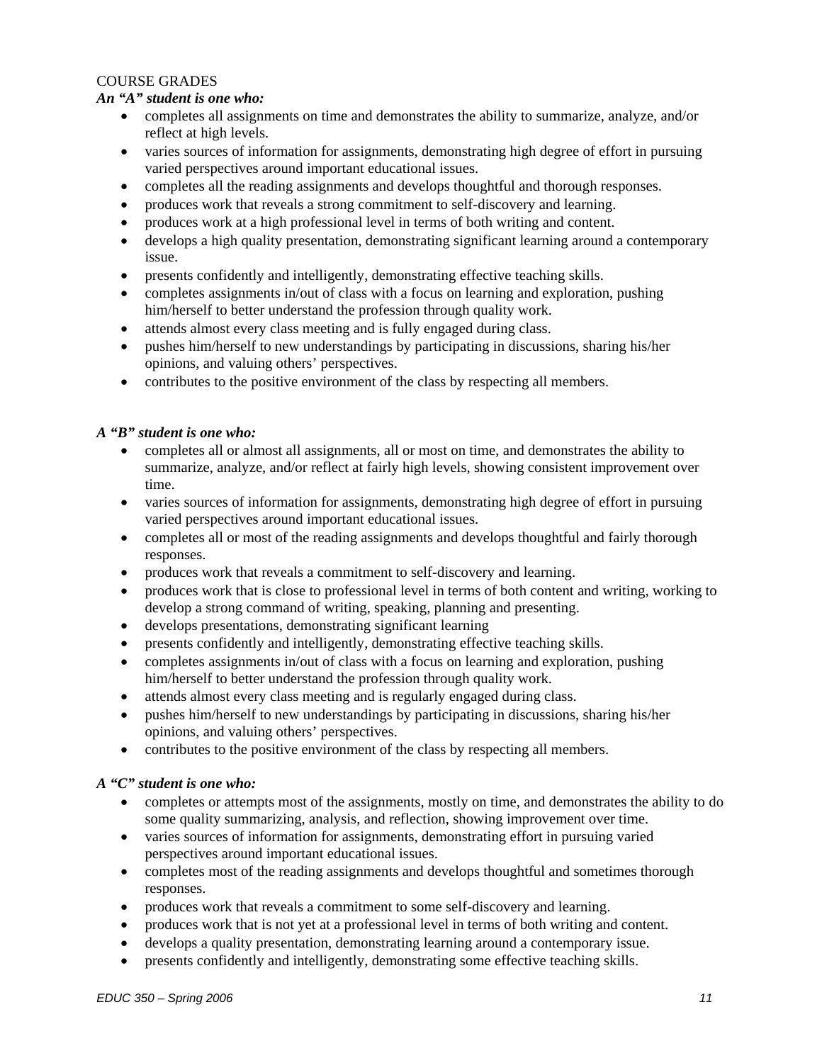## COURSE GRADES

***An "A" student is one who:***

- completes all assignments on time and demonstrates the ability to summarize, analyze, and/or reflect at high levels.
- varies sources of information for assignments, demonstrating high degree of effort in pursuing varied perspectives around important educational issues.
- completes all the reading assignments and develops thoughtful and thorough responses.
- produces work that reveals a strong commitment to self-discovery and learning.
- produces work at a high professional level in terms of both writing and content.
- develops a high quality presentation, demonstrating significant learning around a contemporary issue.
- presents confidently and intelligently, demonstrating effective teaching skills.
- completes assignments in/out of class with a focus on learning and exploration, pushing him/herself to better understand the profession through quality work.
- attends almost every class meeting and is fully engaged during class.
- pushes him/herself to new understandings by participating in discussions, sharing his/her opinions, and valuing others' perspectives.
- contributes to the positive environment of the class by respecting all members.

***A "B" student is one who:***

- completes all or almost all assignments, all or most on time, and demonstrates the ability to summarize, analyze, and/or reflect at fairly high levels, showing consistent improvement over time.
- varies sources of information for assignments, demonstrating high degree of effort in pursuing varied perspectives around important educational issues.
- completes all or most of the reading assignments and develops thoughtful and fairly thorough responses.
- produces work that reveals a commitment to self-discovery and learning.
- produces work that is close to professional level in terms of both content and writing, working to develop a strong command of writing, speaking, planning and presenting.
- develops presentations, demonstrating significant learning
- presents confidently and intelligently, demonstrating effective teaching skills.
- completes assignments in/out of class with a focus on learning and exploration, pushing him/herself to better understand the profession through quality work.
- attends almost every class meeting and is regularly engaged during class.
- pushes him/herself to new understandings by participating in discussions, sharing his/her opinions, and valuing others' perspectives.
- contributes to the positive environment of the class by respecting all members.

***A "C" student is one who:***

- completes or attempts most of the assignments, mostly on time, and demonstrates the ability to do some quality summarizing, analysis, and reflection, showing improvement over time.
- varies sources of information for assignments, demonstrating effort in pursuing varied perspectives around important educational issues.
- completes most of the reading assignments and develops thoughtful and sometimes thorough responses.
- produces work that reveals a commitment to some self-discovery and learning.
- produces work that is not yet at a professional level in terms of both writing and content.
- develops a quality presentation, demonstrating learning around a contemporary issue.
- presents confidently and intelligently, demonstrating some effective teaching skills.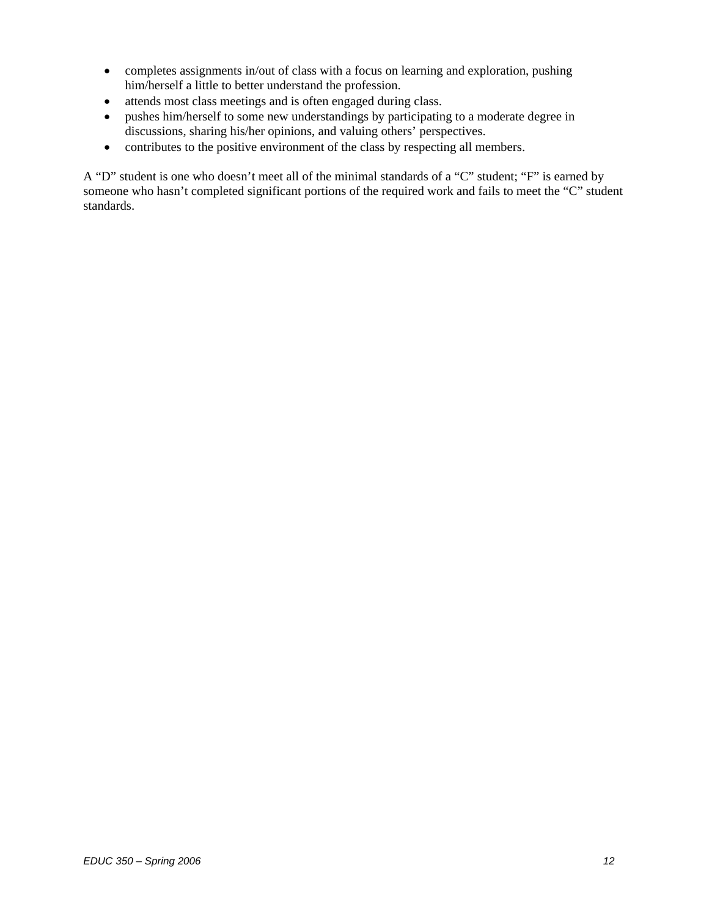- completes assignments in/out of class with a focus on learning and exploration, pushing him/herself a little to better understand the profession.
- attends most class meetings and is often engaged during class.
- pushes him/herself to some new understandings by participating to a moderate degree in discussions, sharing his/her opinions, and valuing others' perspectives.
- contributes to the positive environment of the class by respecting all members.

A "D" student is one who doesn't meet all of the minimal standards of a "C" student; "F" is earned by someone who hasn't completed significant portions of the required work and fails to meet the "C" student standards.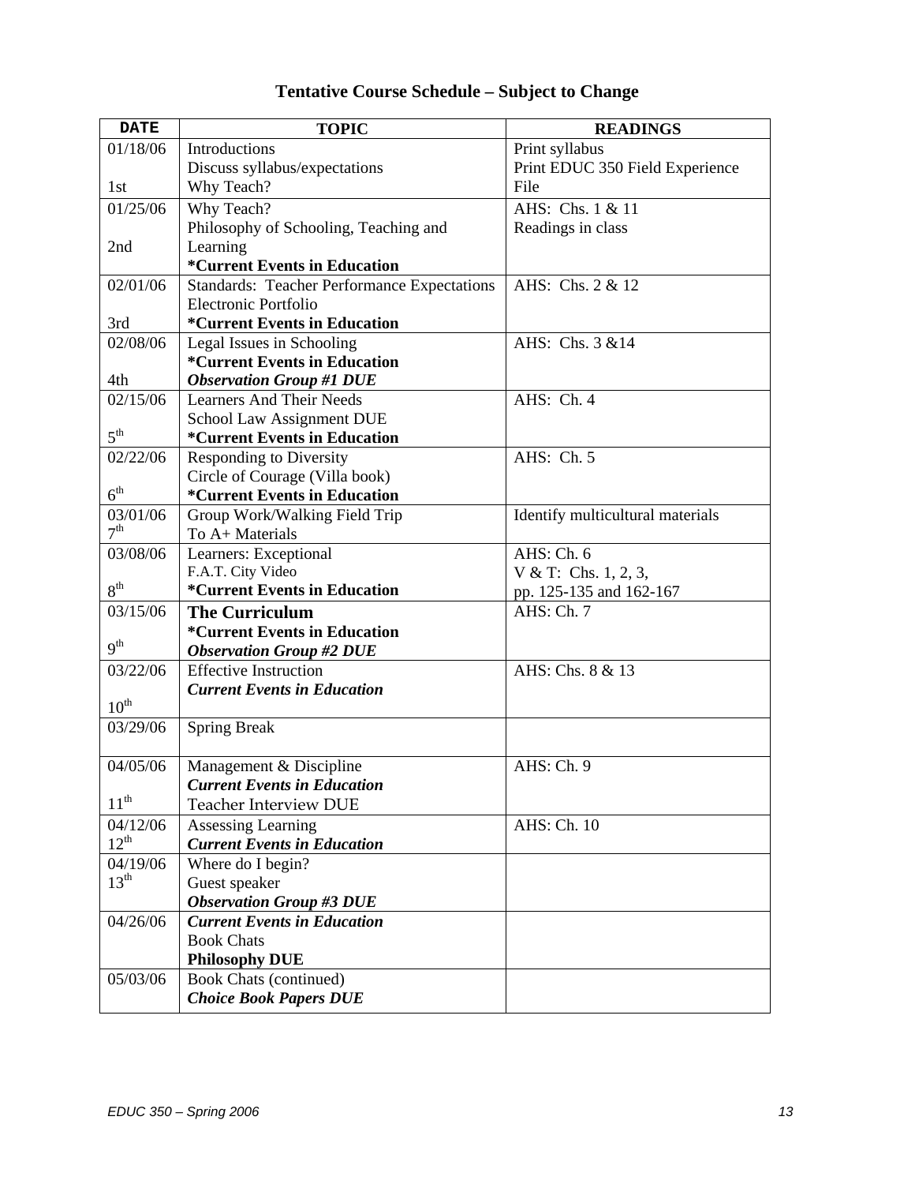## Tentative Course Schedule – Subject to Change

| DATE | TOPIC | READINGS |
|---|---|---|
| 01/18/06<br><br>1st | Introductions<br>Discuss syllabus/expectations<br>Why Teach? | Print syllabus<br>Print EDUC 350 Field Experience File |
| 01/25/06<br><br>2nd | Why Teach?<br>Philosophy of Schooling, Teaching and Learning<br>**\*Current Events in Education** | AHS: Chs. 1 & 11<br>Readings in class |
| 02/01/06<br><br>3rd | Standards: Teacher Performance Expectations<br>Electronic Portfolio<br>**\*Current Events in Education** | AHS: Chs. 2 & 12 |
| 02/08/06<br><br>4th | Legal Issues in Schooling<br>**\*Current Events in Education**<br>***Observation Group #1 DUE*** | AHS: Chs. 3 &14 |
| 02/15/06<br><br>5th | Learners And Their Needs<br>School Law Assignment DUE<br>**\*Current Events in Education** | AHS: Ch. 4 |
| 02/22/06<br><br>6th | Responding to Diversity<br>Circle of Courage (Villa book)<br>**\*Current Events in Education** | AHS: Ch. 5 |
| 03/01/06<br>7th | Group Work/Walking Field Trip<br>To A+ Materials | Identify multicultural materials |
| 03/08/06<br><br>8th | Learners: Exceptional<br>F.A.T. City Video<br>**\*Current Events in Education** | AHS: Ch. 6<br>V & T: Chs. 1, 2, 3,<br>pp. 125-135 and 162-167 |
| 03/15/06<br><br>9th | **The Curriculum**<br>**\*Current Events in Education**<br>***Observation Group #2 DUE*** | AHS: Ch. 7 |
| 03/22/06<br><br>10th | Effective Instruction<br>***Current Events in Education*** | AHS: Chs. 8 & 13 |
| 03/29/06 | Spring Break | |
| 04/05/06<br><br>11th | Management & Discipline<br>***Current Events in Education***<br>Teacher Interview DUE | AHS: Ch. 9 |
| 04/12/06<br>12th | Assessing Learning<br>***Current Events in Education*** | AHS: Ch. 10 |
| 04/19/06<br>13th | Where do I begin?<br>Guest speaker<br>***Observation Group #3 DUE*** | |
| 04/26/06 | ***Current Events in Education***<br>Book Chats<br>**Philosophy DUE** | |
| 05/03/06 | Book Chats (continued)<br>***Choice Book Papers DUE*** | |